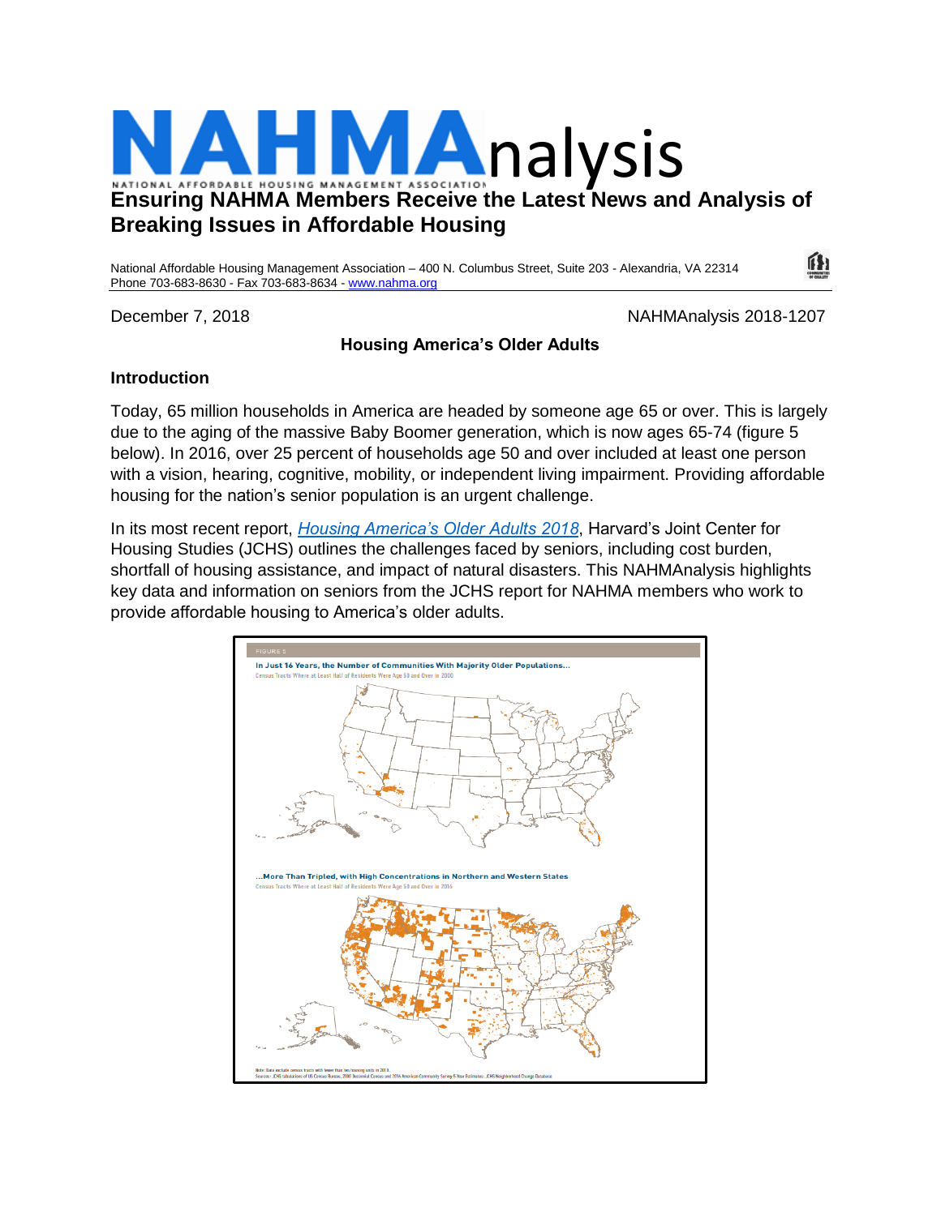# NAHMAnalysis

NATIONAL AFFORDABLE HOUSING MANAGEMENT ASSOCIATION

## Ensuring NAHMA Members Receive the Latest News and Analysis of Breaking Issues in Affordable Housing

National Affordable Housing Management Association – 400 N. Columbus Street, Suite 203 - Alexandria, VA 22314
Phone 703-683-8630 - Fax 703-683-8634 - [www.nahma.org](http://www.nahma.org)

December 7, 2018 NAHMAnalysis 2018-1207

### Housing America's Older Adults

#### Introduction

Today, 65 million households in America are headed by someone age 65 or over. This is largely due to the aging of the massive Baby Boomer generation, which is now ages 65-74 (figure 5 below). In 2016, over 25 percent of households age 50 and over included at least one person with a vision, hearing, cognitive, mobility, or independent living impairment. Providing affordable housing for the nation's senior population is an urgent challenge.

In its most recent report, *Housing America's Older Adults 2018*, Harvard's Joint Center for Housing Studies (JCHS) outlines the challenges faced by seniors, including cost burden, shortfall of housing assistance, and impact of natural disasters. This NAHMAnalysis highlights key data and information on seniors from the JCHS report for NAHMA members who work to provide affordable housing to America's older adults.

FIGURE 5

**In Just 16 Years, the Number of Communities With Majority Older Populations...**

Census Tracts Where at Least Half of Residents Were Age 50 and Over in 2000

**...More Than Tripled, with High Concentrations in Northern and Western States**

Census Tracts Where at Least Half of Residents Were Age 50 and Over in 2016

Note: Data exclude census tracts with fewer than ten housing units in 2016.
Sources: JCHS tabulations of US Census Bureau, 2000 Decennial Census and 2016 American Community Survey 5-Year Estimates; JCHS Neighborhood Change Database.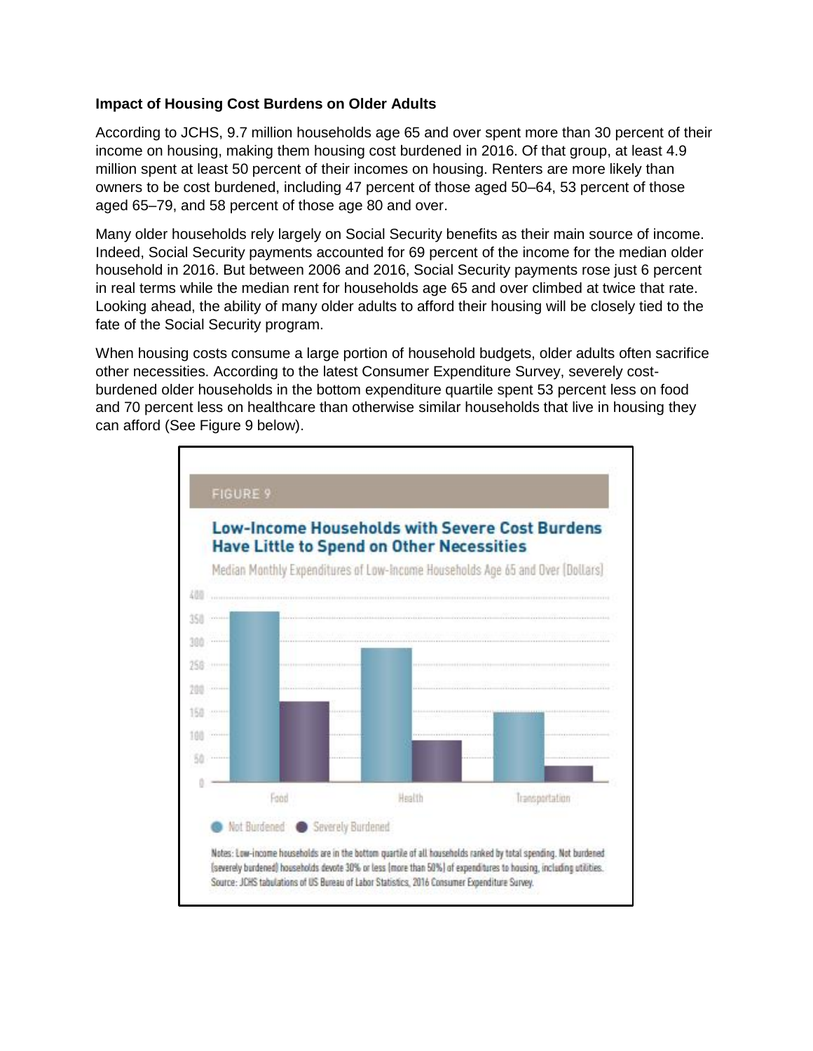**Impact of Housing Cost Burdens on Older Adults**

According to JCHS, 9.7 million households age 65 and over spent more than 30 percent of their income on housing, making them housing cost burdened in 2016. Of that group, at least 4.9 million spent at least 50 percent of their incomes on housing. Renters are more likely than owners to be cost burdened, including 47 percent of those aged 50–64, 53 percent of those aged 65–79, and 58 percent of those age 80 and over.

Many older households rely largely on Social Security benefits as their main source of income. Indeed, Social Security payments accounted for 69 percent of the income for the median older household in 2016. But between 2006 and 2016, Social Security payments rose just 6 percent in real terms while the median rent for households age 65 and over climbed at twice that rate. Looking ahead, the ability of many older adults to afford their housing will be closely tied to the fate of the Social Security program.

When housing costs consume a large portion of household budgets, older adults often sacrifice other necessities. According to the latest Consumer Expenditure Survey, severely cost-burdened older households in the bottom expenditure quartile spent 53 percent less on food and 70 percent less on healthcare than otherwise similar households that live in housing they can afford (See Figure 9 below).

FIGURE 9

**Low-Income Households with Severe Cost Burdens Have Little to Spend on Other Necessities**

Median Monthly Expenditures of Low-Income Households Age 65 and Over (Dollars)

Not Burdened / Severely Burdened

Food / Health / Transportation

Notes: Low-income households are in the bottom quartile of all households ranked by total spending. Not burdened (severely burdened) households devote 30% or less (more than 50%) of expenditures to housing, including utilities.
Source: JCHS tabulations of US Bureau of Labor Statistics, 2016 Consumer Expenditure Survey.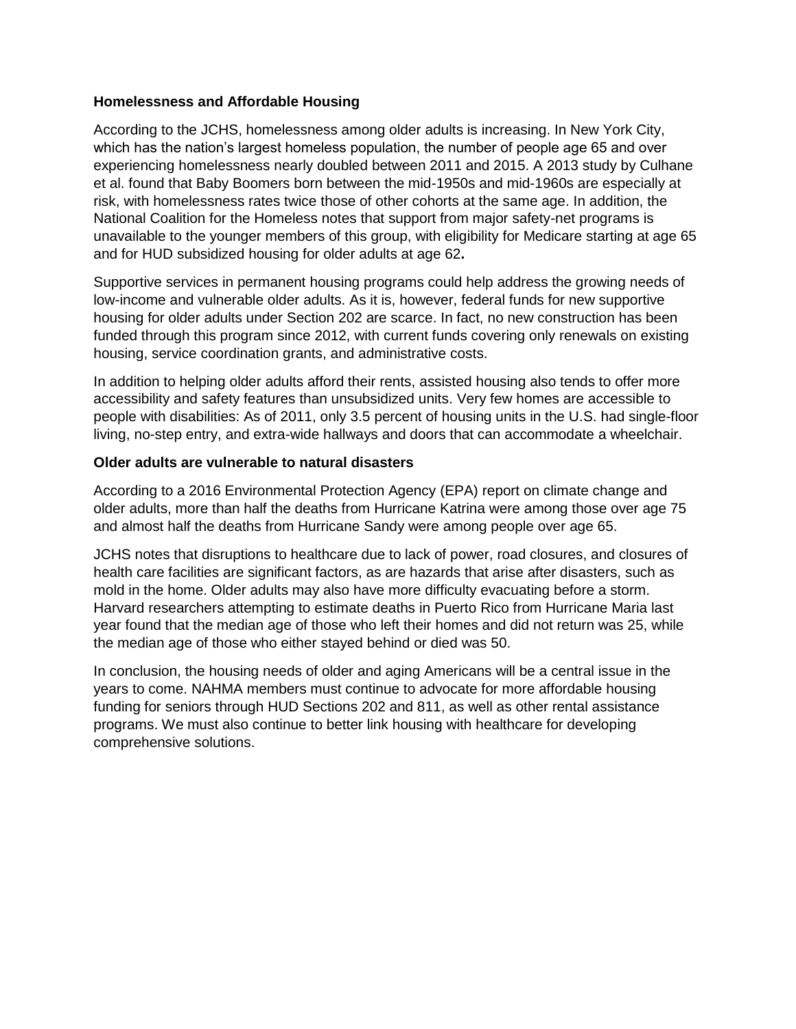**Homelessness and Affordable Housing**

According to the JCHS, homelessness among older adults is increasing. In New York City, which has the nation's largest homeless population, the number of people age 65 and over experiencing homelessness nearly doubled between 2011 and 2015. A 2013 study by Culhane et al. found that Baby Boomers born between the mid-1950s and mid-1960s are especially at risk, with homelessness rates twice those of other cohorts at the same age. In addition, the National Coalition for the Homeless notes that support from major safety-net programs is unavailable to the younger members of this group, with eligibility for Medicare starting at age 65 and for HUD subsidized housing for older adults at age 62**.**

Supportive services in permanent housing programs could help address the growing needs of low-income and vulnerable older adults. As it is, however, federal funds for new supportive housing for older adults under Section 202 are scarce. In fact, no new construction has been funded through this program since 2012, with current funds covering only renewals on existing housing, service coordination grants, and administrative costs.

In addition to helping older adults afford their rents, assisted housing also tends to offer more accessibility and safety features than unsubsidized units. Very few homes are accessible to people with disabilities: As of 2011, only 3.5 percent of housing units in the U.S. had single-floor living, no-step entry, and extra-wide hallways and doors that can accommodate a wheelchair.

**Older adults are vulnerable to natural disasters**

According to a 2016 Environmental Protection Agency (EPA) report on climate change and older adults, more than half the deaths from Hurricane Katrina were among those over age 75 and almost half the deaths from Hurricane Sandy were among people over age 65.

JCHS notes that disruptions to healthcare due to lack of power, road closures, and closures of health care facilities are significant factors, as are hazards that arise after disasters, such as mold in the home. Older adults may also have more difficulty evacuating before a storm. Harvard researchers attempting to estimate deaths in Puerto Rico from Hurricane Maria last year found that the median age of those who left their homes and did not return was 25, while the median age of those who either stayed behind or died was 50.

In conclusion, the housing needs of older and aging Americans will be a central issue in the years to come. NAHMA members must continue to advocate for more affordable housing funding for seniors through HUD Sections 202 and 811, as well as other rental assistance programs. We must also continue to better link housing with healthcare for developing comprehensive solutions.